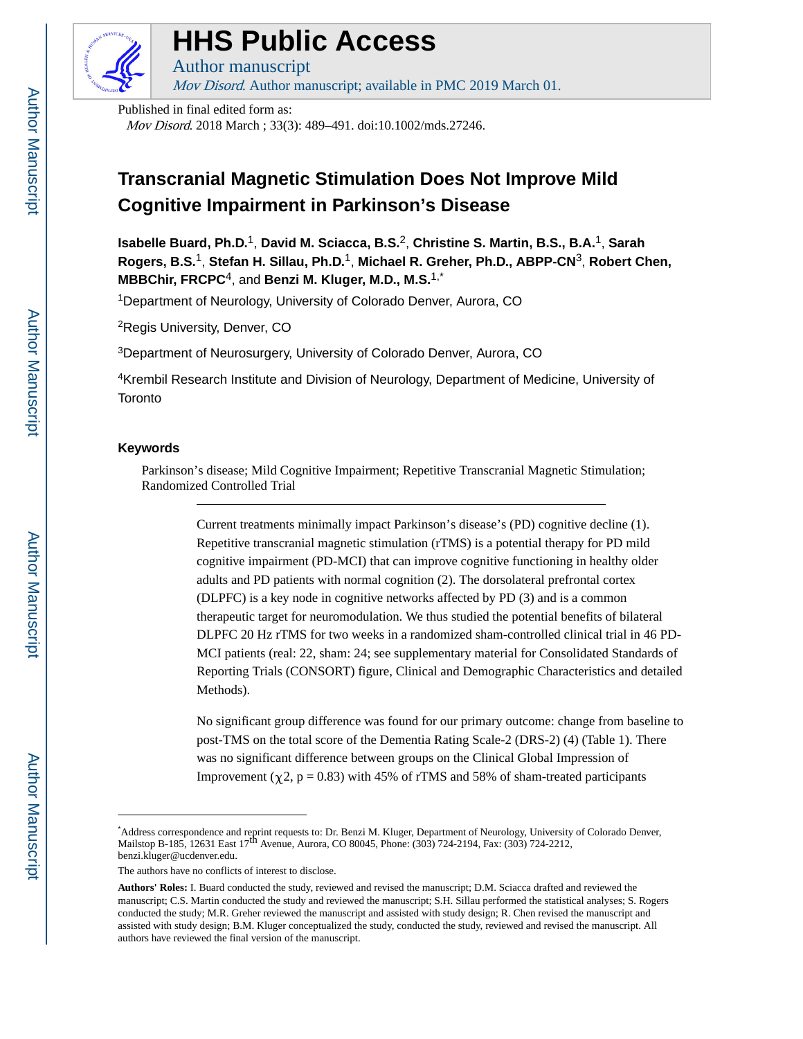Published in final edited form as:

*Mov Disord*. 2018 March ; 33(3): 489–491. doi:10.1002/mds.27246.

# Transcranial Magnetic Stimulation Does Not Improve Mild Cognitive Impairment in Parkinson's Disease

**Isabelle Buard, Ph.D.**[1], **David M. Sciacca, B.S.**[2], **Christine S. Martin, B.S., B.A.**[1], **Sarah Rogers, B.S.**[1], **Stefan H. Sillau, Ph.D.**[1], **Michael R. Greher, Ph.D., ABPP-CN**[3], **Robert Chen, MBBChir, FRCPC**[4], and **Benzi M. Kluger, M.D., M.S.**[1,*]

[1]Department of Neurology, University of Colorado Denver, Aurora, CO

[2]Regis University, Denver, CO

[3]Department of Neurosurgery, University of Colorado Denver, Aurora, CO

[4]Krembil Research Institute and Division of Neurology, Department of Medicine, University of Toronto

## Keywords

Parkinson's disease; Mild Cognitive Impairment; Repetitive Transcranial Magnetic Stimulation; Randomized Controlled Trial

---

Current treatments minimally impact Parkinson's disease's (PD) cognitive decline (1). Repetitive transcranial magnetic stimulation (rTMS) is a potential therapy for PD mild cognitive impairment (PD-MCI) that can improve cognitive functioning in healthy older adults and PD patients with normal cognition (2). The dorsolateral prefrontal cortex (DLPFC) is a key node in cognitive networks affected by PD (3) and is a common therapeutic target for neuromodulation. We thus studied the potential benefits of bilateral DLPFC 20 Hz rTMS for two weeks in a randomized sham-controlled clinical trial in 46 PD-MCI patients (real: 22, sham: 24; see supplementary material for Consolidated Standards of Reporting Trials (CONSORT) figure, Clinical and Demographic Characteristics and detailed Methods).

No significant group difference was found for our primary outcome: change from baseline to post-TMS on the total score of the Dementia Rating Scale-2 (DRS-2) (4) (Table 1). There was no significant difference between groups on the Clinical Global Impression of Improvement ($\chi 2$, $p = 0.83$) with 45% of rTMS and 58% of sham-treated participants

---

*Address correspondence and reprint requests to: Dr. Benzi M. Kluger, Department of Neurology, University of Colorado Denver, Mailstop B-185, 12631 East 17th Avenue, Aurora, CO 80045, Phone: (303) 724-2194, Fax: (303) 724-2212, benzi.kluger@ucdenver.edu.

The authors have no conflicts of interest to disclose.

**Authors' Roles:** I. Buard conducted the study, reviewed and revised the manuscript; D.M. Sciacca drafted and reviewed the manuscript; C.S. Martin conducted the study and reviewed the manuscript; S.H. Sillau performed the statistical analyses; S. Rogers conducted the study; M.R. Greher reviewed the manuscript and assisted with study design; R. Chen revised the manuscript and assisted with study design; B.M. Kluger conceptualized the study, conducted the study, reviewed and revised the manuscript. All authors have reviewed the final version of the manuscript.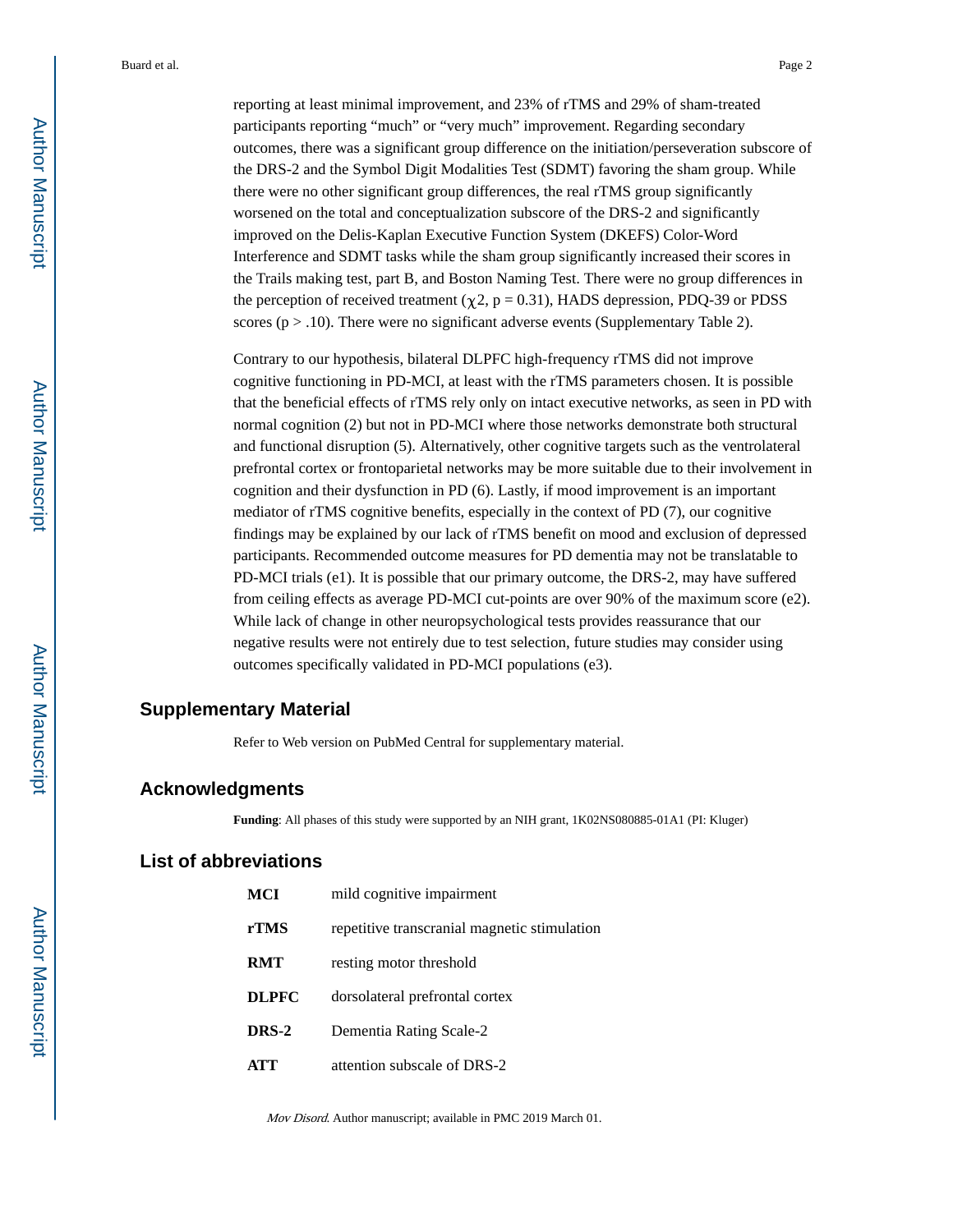reporting at least minimal improvement, and 23% of rTMS and 29% of sham-treated participants reporting "much" or "very much" improvement. Regarding secondary outcomes, there was a significant group difference on the initiation/perseveration subscore of the DRS-2 and the Symbol Digit Modalities Test (SDMT) favoring the sham group. While there were no other significant group differences, the real rTMS group significantly worsened on the total and conceptualization subscore of the DRS-2 and significantly improved on the Delis-Kaplan Executive Function System (DKEFS) Color-Word Interference and SDMT tasks while the sham group significantly increased their scores in the Trails making test, part B, and Boston Naming Test. There were no group differences in the perception of received treatment ($\chi 2$, $p = 0.31$), HADS depression, PDQ-39 or PDSS scores ($p > .10$). There were no significant adverse events (Supplementary Table 2).

Contrary to our hypothesis, bilateral DLPFC high-frequency rTMS did not improve cognitive functioning in PD-MCI, at least with the rTMS parameters chosen. It is possible that the beneficial effects of rTMS rely only on intact executive networks, as seen in PD with normal cognition (2) but not in PD-MCI where those networks demonstrate both structural and functional disruption (5). Alternatively, other cognitive targets such as the ventrolateral prefrontal cortex or frontoparietal networks may be more suitable due to their involvement in cognition and their dysfunction in PD (6). Lastly, if mood improvement is an important mediator of rTMS cognitive benefits, especially in the context of PD (7), our cognitive findings may be explained by our lack of rTMS benefit on mood and exclusion of depressed participants. Recommended outcome measures for PD dementia may not be translatable to PD-MCI trials (e1). It is possible that our primary outcome, the DRS-2, may have suffered from ceiling effects as average PD-MCI cut-points are over 90% of the maximum score (e2). While lack of change in other neuropsychological tests provides reassurance that our negative results were not entirely due to test selection, future studies may consider using outcomes specifically validated in PD-MCI populations (e3).

## Supplementary Material

Refer to Web version on PubMed Central for supplementary material.

## Acknowledgments

**Funding**: All phases of this study were supported by an NIH grant, 1K02NS080885-01A1 (PI: Kluger)

## List of abbreviations

| | |
|---|---|
| **MCI** | mild cognitive impairment |
| **rTMS** | repetitive transcranial magnetic stimulation |
| **RMT** | resting motor threshold |
| **DLPFC** | dorsolateral prefrontal cortex |
| **DRS-2** | Dementia Rating Scale-2 |
| **ATT** | attention subscale of DRS-2 |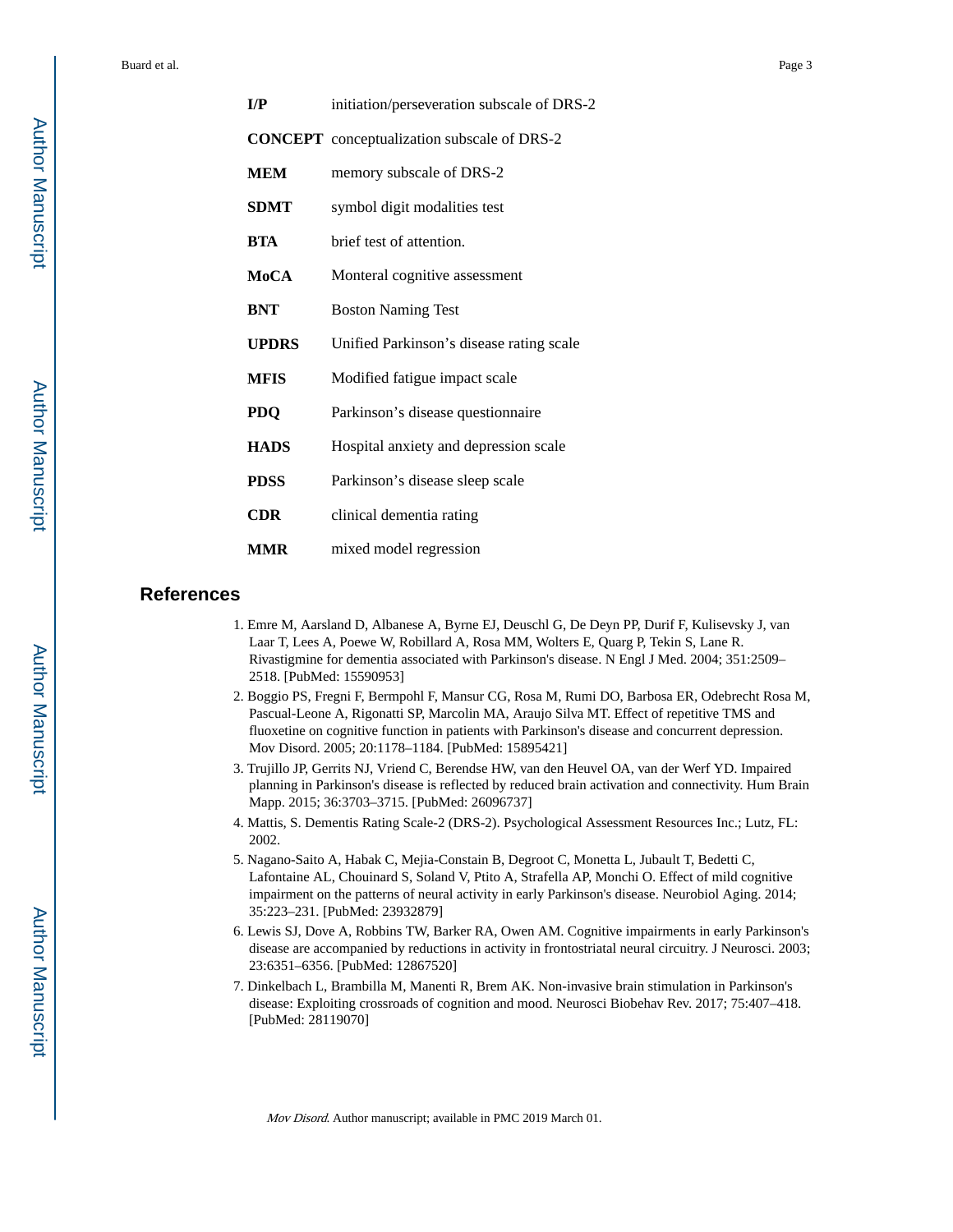| | |
|---|---|
| **I/P** | initiation/perseveration subscale of DRS-2 |
| **CONCEPT** | conceptualization subscale of DRS-2 |
| **MEM** | memory subscale of DRS-2 |
| **SDMT** | symbol digit modalities test |
| **BTA** | brief test of attention. |
| **MoCA** | Monteral cognitive assessment |
| **BNT** | Boston Naming Test |
| **UPDRS** | Unified Parkinson's disease rating scale |
| **MFIS** | Modified fatigue impact scale |
| **PDQ** | Parkinson's disease questionnaire |
| **HADS** | Hospital anxiety and depression scale |
| **PDSS** | Parkinson's disease sleep scale |
| **CDR** | clinical dementia rating |
| **MMR** | mixed model regression |

## References

1. Emre M, Aarsland D, Albanese A, Byrne EJ, Deuschl G, De Deyn PP, Durif F, Kulisevsky J, van Laar T, Lees A, Poewe W, Robillard A, Rosa MM, Wolters E, Quarg P, Tekin S, Lane R. Rivastigmine for dementia associated with Parkinson's disease. N Engl J Med. 2004; 351:2509–2518. [PubMed: 15590953]
2. Boggio PS, Fregni F, Bermpohl F, Mansur CG, Rosa M, Rumi DO, Barbosa ER, Odebrecht Rosa M, Pascual-Leone A, Rigonatti SP, Marcolin MA, Araujo Silva MT. Effect of repetitive TMS and fluoxetine on cognitive function in patients with Parkinson's disease and concurrent depression. Mov Disord. 2005; 20:1178–1184. [PubMed: 15895421]
3. Trujillo JP, Gerrits NJ, Vriend C, Berendse HW, van den Heuvel OA, van der Werf YD. Impaired planning in Parkinson's disease is reflected by reduced brain activation and connectivity. Hum Brain Mapp. 2015; 36:3703–3715. [PubMed: 26096737]
4. Mattis, S. Dementis Rating Scale-2 (DRS-2). Psychological Assessment Resources Inc.; Lutz, FL: 2002.
5. Nagano-Saito A, Habak C, Mejia-Constain B, Degroot C, Monetta L, Jubault T, Bedetti C, Lafontaine AL, Chouinard S, Soland V, Ptito A, Strafella AP, Monchi O. Effect of mild cognitive impairment on the patterns of neural activity in early Parkinson's disease. Neurobiol Aging. 2014; 35:223–231. [PubMed: 23932879]
6. Lewis SJ, Dove A, Robbins TW, Barker RA, Owen AM. Cognitive impairments in early Parkinson's disease are accompanied by reductions in activity in frontostriatal neural circuitry. J Neurosci. 2003; 23:6351–6356. [PubMed: 12867520]
7. Dinkelbach L, Brambilla M, Manenti R, Brem AK. Non-invasive brain stimulation in Parkinson's disease: Exploiting crossroads of cognition and mood. Neurosci Biobehav Rev. 2017; 75:407–418. [PubMed: 28119070]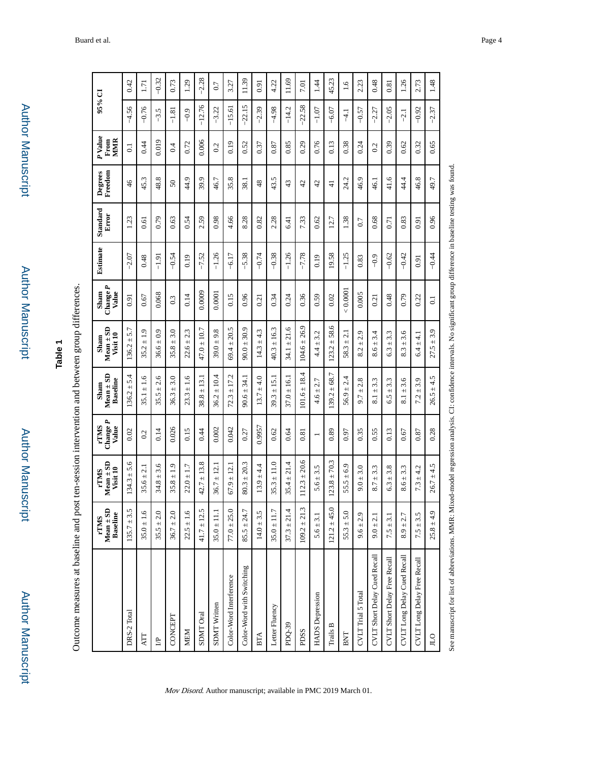**Table 1**

Outcome measures at baseline and post ten-session intervention and between group differences.

| | rTMS Mean ± SD Baseline | rTMS Mean ± SD Visit 10 | rTMS Change P Value | Sham Mean ± SD Baseline | Sham Mean ± SD Visit 10 | Sham Change P Value | Estimate | Standard Error | Degrees Freedom | P Value From MMR | 95% CI | |
|---|---|---|---|---|---|---|---|---|---|---|---|---|
| DRS-2 Total | 135.7 ± 3.5 | 134.3 ± 5.6 | 0.02 | 136.2 ± 5.4 | 136.2 ± 5.7 | 0.91 | −2.07 | 1.23 | 46 | 0.1 | −4.56 | 0.42 |
| ATT | 35.0 ± 1.6 | 35.6 ± 2.1 | 0.2 | 35.1 ± 1.6 | 35.2 ± 1.9 | 0.67 | 0.48 | 0.61 | 45.3 | 0.44 | −0.76 | 1.71 |
| I/P | 35.5 ± 2.0 | 34.8 ± 3.6 | 0.14 | 35.5 ± 2.6 | 36.6 ± 0.9 | 0.068 | −1.91 | 0.79 | 48.8 | 0.019 | −3.5 | −0.32 |
| CONCEPT | 36.7 ± 2.0 | 35.8 ± 1.9 | 0.026 | 36.3 ± 3.0 | 35.8 ± 3.0 | 0.3 | −0.54 | 0.63 | 50 | 0.4 | −1.81 | 0.73 |
| MEM | 22.5 ± 1.6 | 22.0 ± 1.7 | 0.15 | 23.3 ± 1.6 | 22.6 ± 2.3 | 0.14 | 0.19 | 0.54 | 44.9 | 0.72 | −0.9 | 1.29 |
| SDMT Oral | 41.7 ± 12.5 | 42.7 ± 13.8 | 0.44 | 38.8 ± 13.1 | 47.0 ± 10.7 | 0.0009 | −7.52 | 2.59 | 39.9 | 0.006 | −12.76 | −2.28 |
| SDMT Written | 35.0 ± 11.1 | 36.7 ± 12.1 | 0.002 | 36.2 ± 10.4 | 39.0 ± 9.8 | 0.0001 | −1.26 | 0.98 | 46.7 | 0.2 | −3.22 | 0.7 |
| Color-Word Interference | 77.0 ± 25.0 | 67.9 ± 12.1 | 0.042 | 72.3 ± 17.2 | 69.4 ± 20.5 | 0.15 | −6.17 | 4.66 | 35.8 | 0.19 | −15.61 | 3.27 |
| Color-Word with Switching | 85.5 ± 24.7 | 80.3 ± 20.3 | 0.27 | 90.6 ± 34.1 | 90.0 ± 30.9 | 0.96 | −5.38 | 8.28 | 38.1 | 0.52 | −22.15 | 11.39 |
| BTA | 14.0 ± 3.5 | 13.9 ± 4.4 | 0.9957 | 13.7 ± 4.0 | 14.3 ± 4.3 | 0.21 | −0.74 | 0.82 | 48 | 0.37 | −2.39 | 0.91 |
| Letter Fluency | 35.0 ± 11.7 | 35.3 ± 11.0 | 0.62 | 39.3 ± 15.1 | 40.3 ± 16.3 | 0.34 | −0.38 | 2.28 | 43.5 | 0.87 | −4.98 | 4.22 |
| PDQ-39 | 37.3 ± 21.4 | 35.4 ± 21.4 | 0.64 | 37.0 ± 16.1 | 34.1 ± 21.6 | 0.24 | −1.26 | 6.41 | 43 | 0.85 | −14.2 | 11.69 |
| PDSS | 109.2 ± 21.3 | 112.3 ± 20.6 | 0.81 | 101.6 ± 18.4 | 104.6 ± 26.9 | 0.36 | −7.78 | 7.33 | 42 | 0.29 | −22.58 | 7.01 |
| HADS Depression | 5.6 ± 3.1 | 5.6 ± 3.5 | 1 | 4.6 ± 2.7 | 4.4 ± 3.2 | 0.59 | 0.19 | 0.62 | 42 | 0.76 | −1.07 | 1.44 |
| Trails B | 121.2 ± 45.0 | 123.8 ± 70.3 | 0.89 | 139.2 ± 68.7 | 123.2 ± 58.6 | 0.02 | 19.58 | 12.7 | 41 | 0.13 | −6.07 | 45.23 |
| BNT | 55.3 ± 5.0 | 55.5 ± 6.9 | 0.97 | 56.9 ± 2.4 | 58.3 ± 2.1 | < 0.0001 | −1.25 | 1.38 | 24.2 | 0.38 | −4.1 | 1.6 |
| CVLT Trial 5 Total | 9.6 ± 2.9 | 9.0 ± 3.0 | 0.35 | 9.7 ± 2.8 | 8.2 ± 2.9 | 0.005 | 0.83 | 0.7 | 46.9 | 0.24 | −0.57 | 2.23 |
| CVLT Short Delay Cued Recall | 9.0 ± 2.1 | 8.7 ± 3.3 | 0.55 | 8.1 ± 3.3 | 8.6 ± 3.4 | 0.21 | −0.9 | 0.68 | 46.1 | 0.2 | −2.27 | 0.48 |
| CVLT Short Delay Free Recall | 7.5 ± 3.1 | 6.3 ± 3.8 | 0.13 | 6.5 ± 3.3 | 6.3 ± 3.3 | 0.48 | −0.62 | 0.71 | 41.6 | 0.39 | −2.05 | 0.81 |
| CVLT Long Delay Cued Recall | 8.9 ± 2.7 | 8.6 ± 3.3 | 0.67 | 8.1 ± 3.6 | 8.3 ± 3.6 | 0.79 | −0.42 | 0.83 | 44.4 | 0.62 | −2.1 | 1.26 |
| CVLT Long Delay Free Recall | 7.5 ± 3.5 | 7.3 ± 4.2 | 0.87 | 7.2 ± 3.9 | 6.4 ± 4.1 | 0.22 | 0.91 | 0.91 | 46.8 | 0.32 | −0.92 | 2.73 |
| JLO | 25.8 ± 4.9 | 26.7 ± 4.5 | 0.28 | 26.5 ± 4.5 | 27.5 ± 3.9 | 0.1 | −0.44 | 0.96 | 49.7 | 0.65 | −2.37 | 1.48 |

See manuscript for list of abbreviations. MMR: Mixed-model regression analysis. CI: confidence intervals. No significant group difference in baseline testing was found.